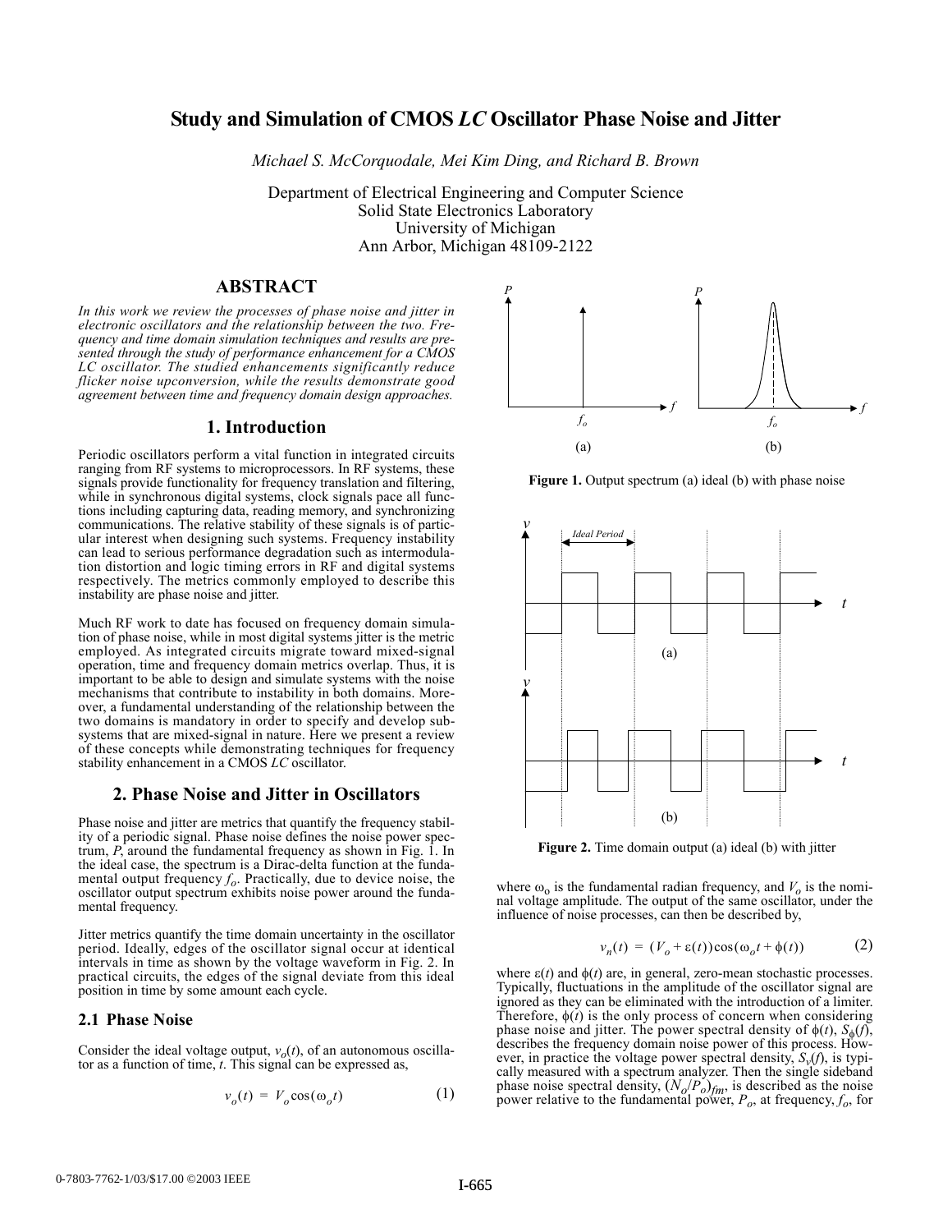# Study and Simulation of CMOS *LC* Oscillator Phase Noise and Jitter

*Michael S. McCorquodale, Mei Kim Ding, and Richard B. Brown*

Department of Electrical Engineering and Computer Science
Solid State Electronics Laboratory
University of Michigan
Ann Arbor, Michigan 48109-2122

## ABSTRACT

*In this work we review the processes of phase noise and jitter in electronic oscillators and the relationship between the two. Frequency and time domain simulation techniques and results are presented through the study of performance enhancement for a CMOS LC oscillator. The studied enhancements significantly reduce flicker noise upconversion, while the results demonstrate good agreement between time and frequency domain design approaches.*

## 1. Introduction

Periodic oscillators perform a vital function in integrated circuits ranging from RF systems to microprocessors. In RF systems, these signals provide functionality for frequency translation and filtering, while in synchronous digital systems, clock signals pace all functions including capturing data, reading memory, and synchronizing communications. The relative stability of these signals is of particular interest when designing such systems. Frequency instability can lead to serious performance degradation such as intermodulation distortion and logic timing errors in RF and digital systems respectively. The metrics commonly employed to describe this instability are phase noise and jitter.

Much RF work to date has focused on frequency domain simulation of phase noise, while in most digital systems jitter is the metric employed. As integrated circuits migrate toward mixed-signal operation, time and frequency domain metrics overlap. Thus, it is important to be able to design and simulate systems with the noise mechanisms that contribute to instability in both domains. Moreover, a fundamental understanding of the relationship between the two domains is mandatory in order to specify and develop subsystems that are mixed-signal in nature. Here we present a review of these concepts while demonstrating techniques for frequency stability enhancement in a CMOS *LC* oscillator.

## 2. Phase Noise and Jitter in Oscillators

Phase noise and jitter are metrics that quantify the frequency stability of a periodic signal. Phase noise defines the noise power spectrum, *P*, around the fundamental frequency as shown in Fig. 1. In the ideal case, the spectrum is a Dirac-delta function at the fundamental output frequency $f_o$. Practically, due to device noise, the oscillator output spectrum exhibits noise power around the fundamental frequency.

Jitter metrics quantify the time domain uncertainty in the oscillator period. Ideally, edges of the oscillator signal occur at identical intervals in time as shown by the voltage waveform in Fig. 2. In practical circuits, the edges of the signal deviate from this ideal position in time by some amount each cycle.

### 2.1 Phase Noise

Consider the ideal voltage output, $v_o(t)$, of an autonomous oscillator as a function of time, *t*. This signal can be expressed as,

$$v_o(t) = V_o \cos(\omega_o t) \tag{1}$$

**Figure 1.** Output spectrum (a) ideal (b) with phase noise

**Figure 2.** Time domain output (a) ideal (b) with jitter

where $\omega_o$ is the fundamental radian frequency, and $V_o$ is the nominal voltage amplitude. The output of the same oscillator, under the influence of noise processes, can then be described by,

$$v_n(t) = (V_o + \varepsilon(t))\cos(\omega_o t + \phi(t)) \tag{2}$$

where $\varepsilon(t)$ and $\phi(t)$ are, in general, zero-mean stochastic processes. Typically, fluctuations in the amplitude of the oscillator signal are ignored as they can be eliminated with the introduction of a limiter. Therefore, $\phi(t)$ is the only process of concern when considering phase noise and jitter. The power spectral density of $\phi(t)$, $S_\phi(f)$, describes the frequency domain noise power of this process. However, in practice the voltage power spectral density, $S_v(f)$, is typically measured with a spectrum analyzer. Then the single sideband phase noise spectral density, $(N_o/P_o)_{fm}$, is described as the noise power relative to the fundamental power, $P_o$, at frequency, $f_o$, for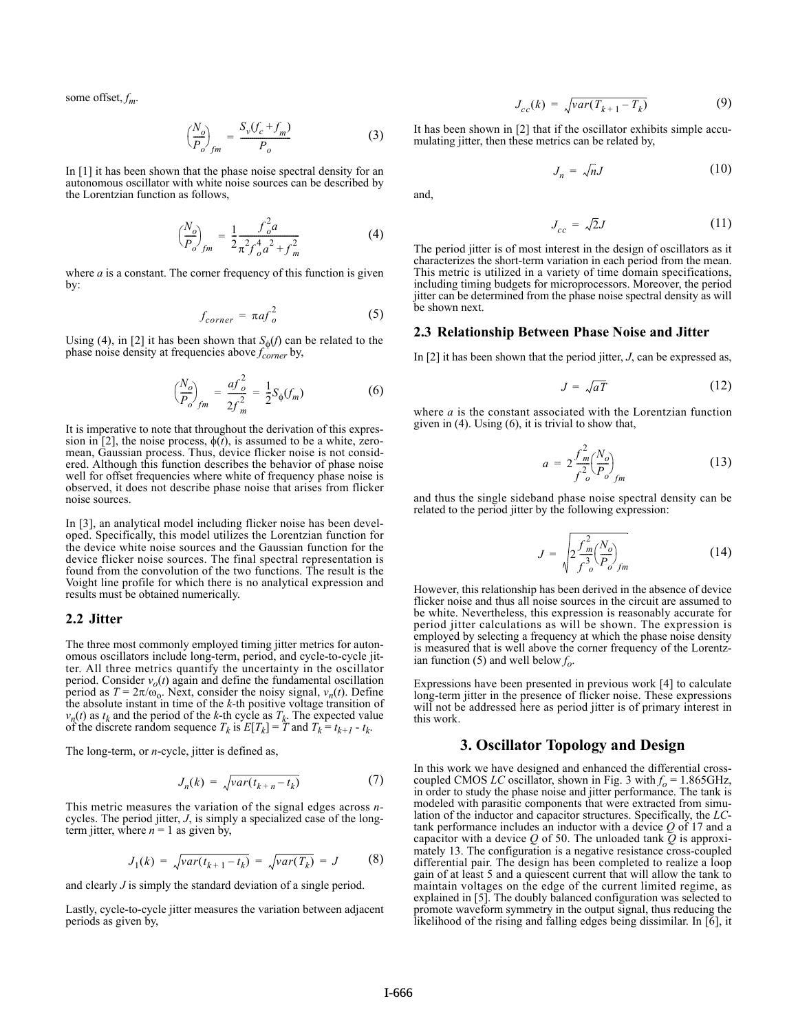some offset, $f_m$.

$$\left(\frac{N_o}{P_o}\right)_{fm} = \frac{S_v(f_c + f_m)}{P_o} \tag{3}$$

In [1] it has been shown that the phase noise spectral density for an autonomous oscillator with white noise sources can be described by the Lorentzian function as follows,

$$\left(\frac{N_o}{P_o}\right)_{fm} = \frac{1}{2}\frac{f_o^2 a}{\pi^2 f_o^4 a^2 + f_m^2} \tag{4}$$

where $a$ is a constant. The corner frequency of this function is given by:

$$f_{corner} = \pi a f_o^2 \tag{5}$$

Using (4), in [2] it has been shown that $S_\phi(f)$ can be related to the phase noise density at frequencies above $f_{corner}$ by,

$$\left(\frac{N_o}{P_o}\right)_{fm} = \frac{a f_o^2}{2 f_m^2} = \frac{1}{2}S_\phi(f_m) \tag{6}$$

It is imperative to note that throughout the derivation of this expression in [2], the noise process, $\phi(t)$, is assumed to be a white, zero-mean, Gaussian process. Thus, device flicker noise is not considered. Although this function describes the behavior of phase noise well for offset frequencies where white of frequency phase noise is observed, it does not describe phase noise that arises from flicker noise sources.

In [3], an analytical model including flicker noise has been developed. Specifically, this model utilizes the Lorentzian function for the device white noise sources and the Gaussian function for the device flicker noise sources. The final spectral representation is found from the convolution of the two functions. The result is the Voight line profile for which there is no analytical expression and results must be obtained numerically.

## 2.2 Jitter

The three most commonly employed timing jitter metrics for autonomous oscillators include long-term, period, and cycle-to-cycle jitter. All three metrics quantify the uncertainty in the oscillator period. Consider $v_o(t)$ again and define the fundamental oscillation period as $T = 2\pi/\omega_o$. Next, consider the noisy signal, $v_n(t)$. Define the absolute instant in time of the $k$-th positive voltage transition of $v_n(t)$ as $t_k$ and the period of the $k$-th cycle as $T_k$. The expected value of the discrete random sequence $T_k$ is $E[T_k] = T$ and $T_k = t_{k+1} - t_k$.

The long-term, or $n$-cycle, jitter is defined as,

$$J_n(k) = \sqrt{var(t_{k+n} - t_k)} \tag{7}$$

This metric measures the variation of the signal edges across $n$-cycles. The period jitter, $J$, is simply a specialized case of the long-term jitter, where $n = 1$ as given by,

$$J_1(k) = \sqrt{var(t_{k+1} - t_k)} = \sqrt{var(T_k)} = J \tag{8}$$

and clearly $J$ is simply the standard deviation of a single period.

Lastly, cycle-to-cycle jitter measures the variation between adjacent periods as given by,

$$J_{cc}(k) = \sqrt{var(T_{k+1} - T_k)} \tag{9}$$

It has been shown in [2] that if the oscillator exhibits simple accumulating jitter, then these metrics can be related by,

$$J_n = \sqrt{n}J \tag{10}$$

and,

$$J_{cc} = \sqrt{2}J \tag{11}$$

The period jitter is of most interest in the design of oscillators as it characterizes the short-term variation in each period from the mean. This metric is utilized in a variety of time domain specifications, including timing budgets for microprocessors. Moreover, the period jitter can be determined from the phase noise spectral density as will be shown next.

## 2.3 Relationship Between Phase Noise and Jitter

In [2] it has been shown that the period jitter, $J$, can be expressed as,

$$J = \sqrt{aT} \tag{12}$$

where $a$ is the constant associated with the Lorentzian function given in (4). Using (6), it is trivial to show that,

$$a = 2\frac{f_m^2}{f_o^2}\left(\frac{N_o}{P_o}\right)_{fm} \tag{13}$$

and thus the single sideband phase noise spectral density can be related to the period jitter by the following expression:

$$J = \sqrt{2\frac{f_m^2}{f_o^3}\left(\frac{N_o}{P_o}\right)_{fm}} \tag{14}$$

However, this relationship has been derived in the absence of device flicker noise and thus all noise sources in the circuit are assumed to be white. Nevertheless, this expression is reasonably accurate for period jitter calculations as will be shown. The expression is employed by selecting a frequency at which the phase noise density is measured that is well above the corner frequency of the Lorentzian function (5) and well below $f_o$.

Expressions have been presented in previous work [4] to calculate long-term jitter in the presence of flicker noise. These expressions will not be addressed here as period jitter is of primary interest in this work.

# 3. Oscillator Topology and Design

In this work we have designed and enhanced the differential cross-coupled CMOS $LC$ oscillator, shown in Fig. 3 with $f_o$ = 1.865GHz, in order to study the phase noise and jitter performance. The tank is modeled with parasitic components that were extracted from simulation of the inductor and capacitor structures. Specifically, the $LC$-tank performance includes an inductor with a device $Q$ of 17 and a capacitor with a device $Q$ of 50. The unloaded tank $Q$ is approximately 13. The configuration is a negative resistance cross-coupled differential pair. The design has been completed to realize a loop gain of at least 5 and a quiescent current that will allow the tank to maintain voltages on the edge of the current limited regime, as explained in [5]. The doubly balanced configuration was selected to promote waveform symmetry in the output signal, thus reducing the likelihood of the rising and falling edges being dissimilar. In [6], it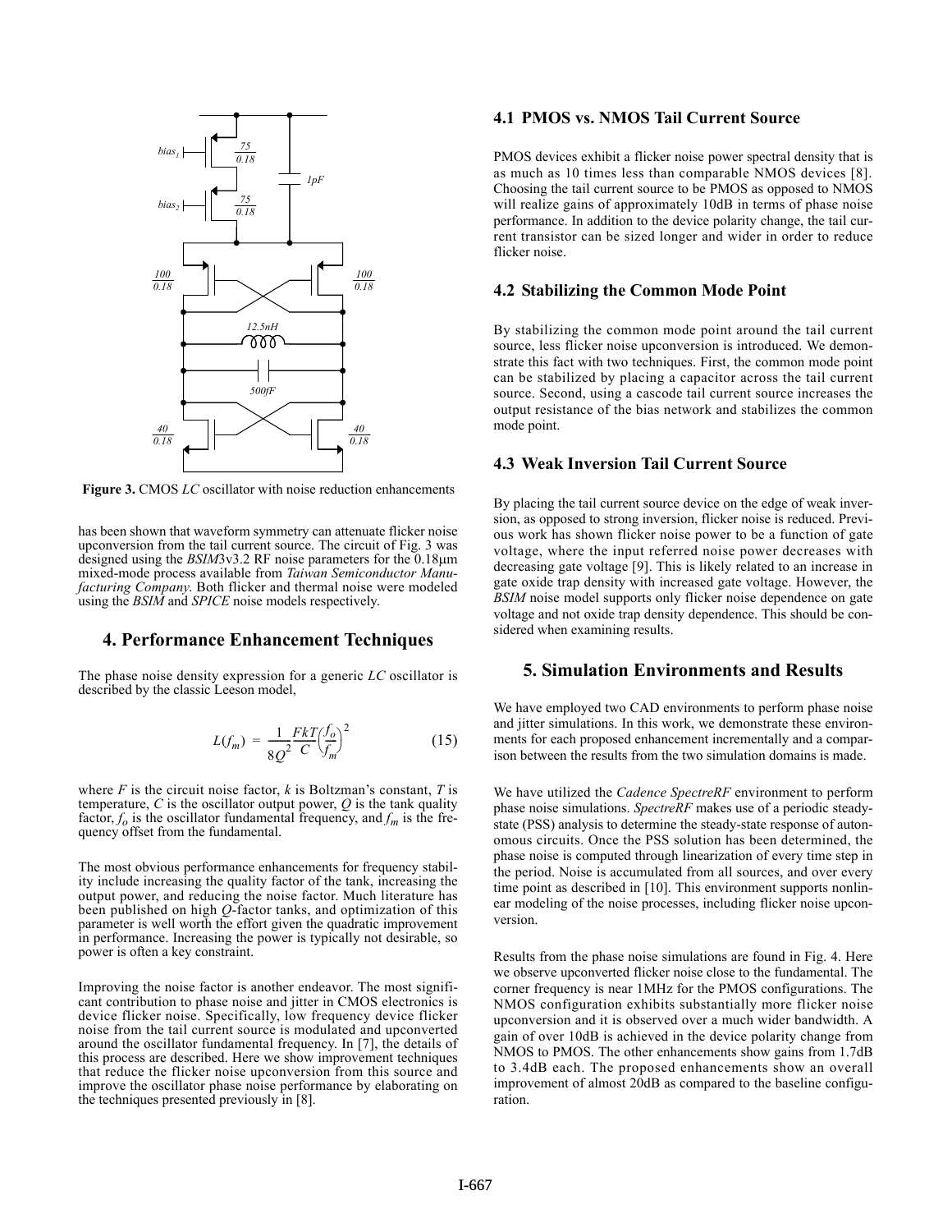**Figure 3.** CMOS *LC* oscillator with noise reduction enhancements

has been shown that waveform symmetry can attenuate flicker noise upconversion from the tail current source. The circuit of Fig. 3 was designed using the *BSIM*3v3.2 RF noise parameters for the 0.18μm mixed-mode process available from *Taiwan Semiconductor Manufacturing Company*. Both flicker and thermal noise were modeled using the *BSIM* and *SPICE* noise models respectively.

## 4. Performance Enhancement Techniques

The phase noise density expression for a generic *LC* oscillator is described by the classic Leeson model,

$$L(f_m) = \frac{1}{8Q^2}\frac{FkT}{C}\left(\frac{f_o}{f_m}\right)^2 \tag{15}$$

where $F$ is the circuit noise factor, $k$ is Boltzman's constant, $T$ is temperature, $C$ is the oscillator output power, $Q$ is the tank quality factor, $f_o$ is the oscillator fundamental frequency, and $f_m$ is the frequency offset from the fundamental.

The most obvious performance enhancements for frequency stability include increasing the quality factor of the tank, increasing the output power, and reducing the noise factor. Much literature has been published on high $Q$-factor tanks, and optimization of this parameter is well worth the effort given the quadratic improvement in performance. Increasing the power is typically not desirable, so power is often a key constraint.

Improving the noise factor is another endeavor. The most significant contribution to phase noise and jitter in CMOS electronics is device flicker noise. Specifically, low frequency device flicker noise from the tail current source is modulated and upconverted around the oscillator fundamental frequency. In [7], the details of this process are described. Here we show improvement techniques that reduce the flicker noise upconversion from this source and improve the oscillator phase noise performance by elaborating on the techniques presented previously in [8].

### 4.1 PMOS vs. NMOS Tail Current Source

PMOS devices exhibit a flicker noise power spectral density that is as much as 10 times less than comparable NMOS devices [8]. Choosing the tail current source to be PMOS as opposed to NMOS will realize gains of approximately 10dB in terms of phase noise performance. In addition to the device polarity change, the tail current transistor can be sized longer and wider in order to reduce flicker noise.

### 4.2 Stabilizing the Common Mode Point

By stabilizing the common mode point around the tail current source, less flicker noise upconversion is introduced. We demonstrate this fact with two techniques. First, the common mode point can be stabilized by placing a capacitor across the tail current source. Second, using a cascode tail current source increases the output resistance of the bias network and stabilizes the common mode point.

### 4.3 Weak Inversion Tail Current Source

By placing the tail current source device on the edge of weak inversion, as opposed to strong inversion, flicker noise is reduced. Previous work has shown flicker noise power to be a function of gate voltage, where the input referred noise power decreases with decreasing gate voltage [9]. This is likely related to an increase in gate oxide trap density with increased gate voltage. However, the *BSIM* noise model supports only flicker noise dependence on gate voltage and not oxide trap density dependence. This should be considered when examining results.

## 5. Simulation Environments and Results

We have employed two CAD environments to perform phase noise and jitter simulations. In this work, we demonstrate these environments for each proposed enhancement incrementally and a comparison between the results from the two simulation domains is made.

We have utilized the *Cadence SpectreRF* environment to perform phase noise simulations. *SpectreRF* makes use of a periodic steady-state (PSS) analysis to determine the steady-state response of autonomous circuits. Once the PSS solution has been determined, the phase noise is computed through linearization of every time step in the period. Noise is accumulated from all sources, and over every time point as described in [10]. This environment supports nonlinear modeling of the noise processes, including flicker noise upconversion.

Results from the phase noise simulations are found in Fig. 4. Here we observe upconverted flicker noise close to the fundamental. The corner frequency is near 1MHz for the PMOS configurations. The NMOS configuration exhibits substantially more flicker noise upconversion and it is observed over a much wider bandwidth. A gain of over 10dB is achieved in the device polarity change from NMOS to PMOS. The other enhancements show gains from 1.7dB to 3.4dB each. The proposed enhancements show an overall improvement of almost 20dB as compared to the baseline configuration.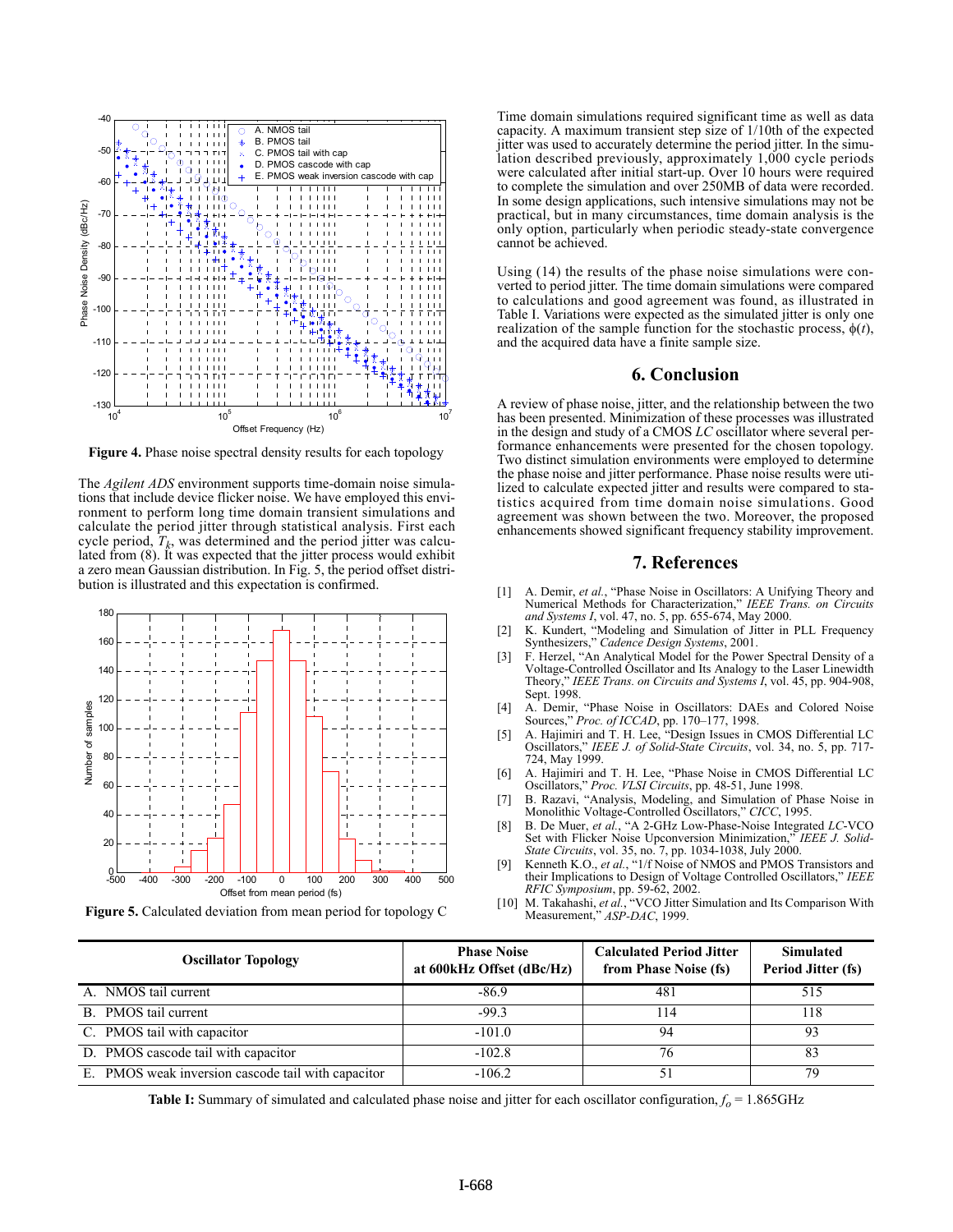-40
-50
-60
-70
-80
-90
-100
-110
-120
-130

Phase Noise Density (dBc/Hz)

$10^4$ $10^5$ $10^6$ $10^7$

Offset Frequency (Hz)

A. NMOS tail
B. PMOS tail
C. PMOS tail with cap
D. PMOS cascode with cap
E. PMOS weak inversion cascode with cap

**Figure 4.** Phase noise spectral density results for each topology

The *Agilent ADS* environment supports time-domain noise simulations that include device flicker noise. We have employed this environment to perform long time domain transient simulations and calculate the period jitter through statistical analysis. First each cycle period, $T_k$, was determined and the period jitter was calculated from (8). It was expected that the jitter process would exhibit a zero mean Gaussian distribution. In Fig. 5, the period offset distribution is illustrated and this expectation is confirmed.

180
160
140
120
100
80
60
40
20
0

Number of samples

-500 -400 -300 -200 -100 0 100 200 300 400 500

Offset from mean period (fs)

**Figure 5.** Calculated deviation from mean period for topology C

Time domain simulations required significant time as well as data capacity. A maximum transient step size of 1/10th of the expected jitter was used to accurately determine the period jitter. In the simulation described previously, approximately 1,000 cycle periods were calculated after initial start-up. Over 10 hours were required to complete the simulation and over 250MB of data were recorded. In some design applications, such intensive simulations may not be practical, but in many circumstances, time domain analysis is the only option, particularly when periodic steady-state convergence cannot be achieved.

Using (14) the results of the phase noise simulations were converted to period jitter. The time domain simulations were compared to calculations and good agreement was found, as illustrated in Table I. Variations were expected as the simulated jitter is only one realization of the sample function for the stochastic process, $\phi(t)$, and the acquired data have a finite sample size.

## 6. Conclusion

A review of phase noise, jitter, and the relationship between the two has been presented. Minimization of these processes was illustrated in the design and study of a CMOS *LC* oscillator where several performance enhancements were presented for the chosen topology. Two distinct simulation environments were employed to determine the phase noise and jitter performance. Phase noise results were utilized to calculate expected jitter and results were compared to statistics acquired from time domain noise simulations. Good agreement was shown between the two. Moreover, the proposed enhancements showed significant frequency stability improvement.

## 7. References

[1] A. Demir, *et al.*, "Phase Noise in Oscillators: A Unifying Theory and Numerical Methods for Characterization," *IEEE Trans. on Circuits and Systems I*, vol. 47, no. 5, pp. 655-674, May 2000.

[2] K. Kundert, "Modeling and Simulation of Jitter in PLL Frequency Synthesizers," *Cadence Design Systems*, 2001.

[3] F. Herzel, "An Analytical Model for the Power Spectral Density of a Voltage-Controlled Oscillator and Its Analogy to the Laser Linewidth Theory," *IEEE Trans. on Circuits and Systems I*, vol. 45, pp. 904-908, Sept. 1998.

[4] A. Demir, "Phase Noise in Oscillators: DAEs and Colored Noise Sources," *Proc. of ICCAD*, pp. 170–177, 1998.

[5] A. Hajimiri and T. H. Lee, "Design Issues in CMOS Differential LC Oscillators," *IEEE J. of Solid-State Circuits*, vol. 34, no. 5, pp. 717-724, May 1999.

[6] A. Hajimiri and T. H. Lee, "Phase Noise in CMOS Differential LC Oscillators," *Proc. VLSI Circuits*, pp. 48-51, June 1998.

[7] B. Razavi, "Analysis, Modeling, and Simulation of Phase Noise in Monolithic Voltage-Controlled Oscillators," *CICC*, 1995.

[8] B. De Muer, *et al.*, "A 2-GHz Low-Phase-Noise Integrated *LC*-VCO Set with Flicker Noise Upconversion Minimization," *IEEE J. Solid-State Circuits*, vol. 35, no. 7, pp. 1034-1038, July 2000.

[9] Kenneth K.O., *et al.*, "1/f Noise of NMOS and PMOS Transistors and their Implications to Design of Voltage Controlled Oscillators," *IEEE RFIC Symposium*, pp. 59-62, 2002.

[10] M. Takahashi, *et al.*, "VCO Jitter Simulation and Its Comparison With Measurement," *ASP-DAC*, 1999.

| Oscillator Topology | Phase Noise at 600kHz Offset (dBc/Hz) | Calculated Period Jitter from Phase Noise (fs) | Simulated Period Jitter (fs) |
|---|---|---|---|
| A. NMOS tail current | -86.9 | 481 | 515 |
| B. PMOS tail current | -99.3 | 114 | 118 |
| C. PMOS tail with capacitor | -101.0 | 94 | 93 |
| D. PMOS cascode tail with capacitor | -102.8 | 76 | 83 |
| E. PMOS weak inversion cascode tail with capacitor | -106.2 | 51 | 79 |

**Table I:** Summary of simulated and calculated phase noise and jitter for each oscillator configuration, $f_o$ = 1.865GHz